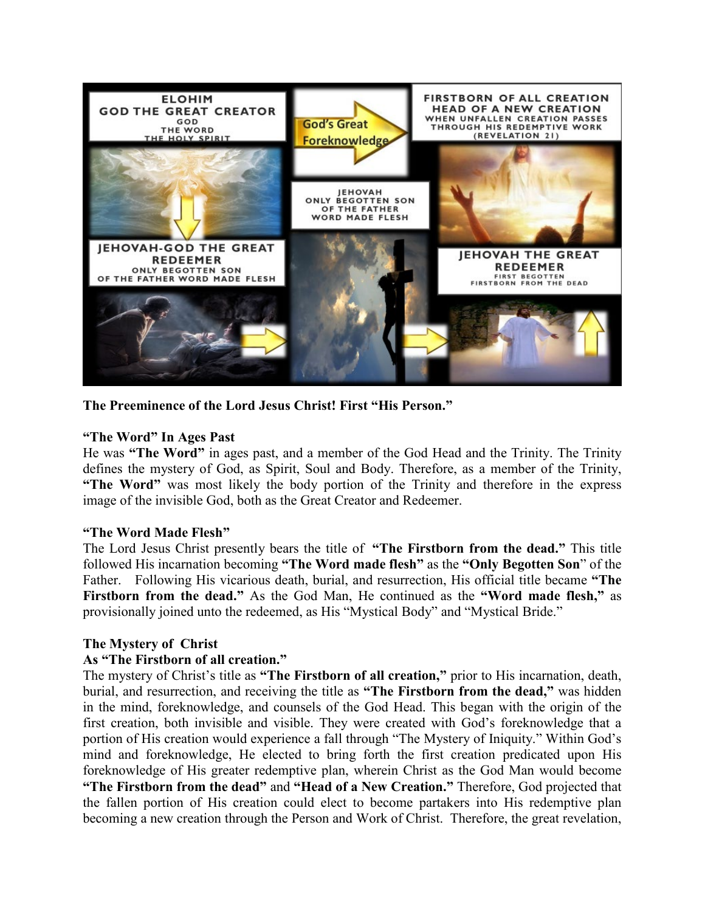**The Preeminence of the Lord Jesus Christ! First "His Person."**

**"The Word" In Ages Past**

He was **"The Word"** in ages past, and a member of the God Head and the Trinity. The Trinity defines the mystery of God, as Spirit, Soul and Body. Therefore, as a member of the Trinity, **"The Word"** was most likely the body portion of the Trinity and therefore in the express image of the invisible God, both as the Great Creator and Redeemer.

**"The Word Made Flesh"**

The Lord Jesus Christ presently bears the title of **"The Firstborn from the dead."** This title followed His incarnation becoming **"The Word made flesh"** as the **"Only Begotten Son"** of the Father. Following His vicarious death, burial, and resurrection, His official title became **"The Firstborn from the dead."** As the God Man, He continued as the **"Word made flesh,"** as provisionally joined unto the redeemed, as His "Mystical Body" and "Mystical Bride."

**The Mystery of Christ**
**As "The Firstborn of all creation."**

The mystery of Christ's title as **"The Firstborn of all creation,"** prior to His incarnation, death, burial, and resurrection, and receiving the title as **"The Firstborn from the dead,"** was hidden in the mind, foreknowledge, and counsels of the God Head. This began with the origin of the first creation, both invisible and visible. They were created with God's foreknowledge that a portion of His creation would experience a fall through "The Mystery of Iniquity." Within God's mind and foreknowledge, He elected to bring forth the first creation predicated upon His foreknowledge of His greater redemptive plan, wherein Christ as the God Man would become **"The Firstborn from the dead"** and **"Head of a New Creation."** Therefore, God projected that the fallen portion of His creation could elect to become partakers into His redemptive plan becoming a new creation through the Person and Work of Christ. Therefore, the great revelation,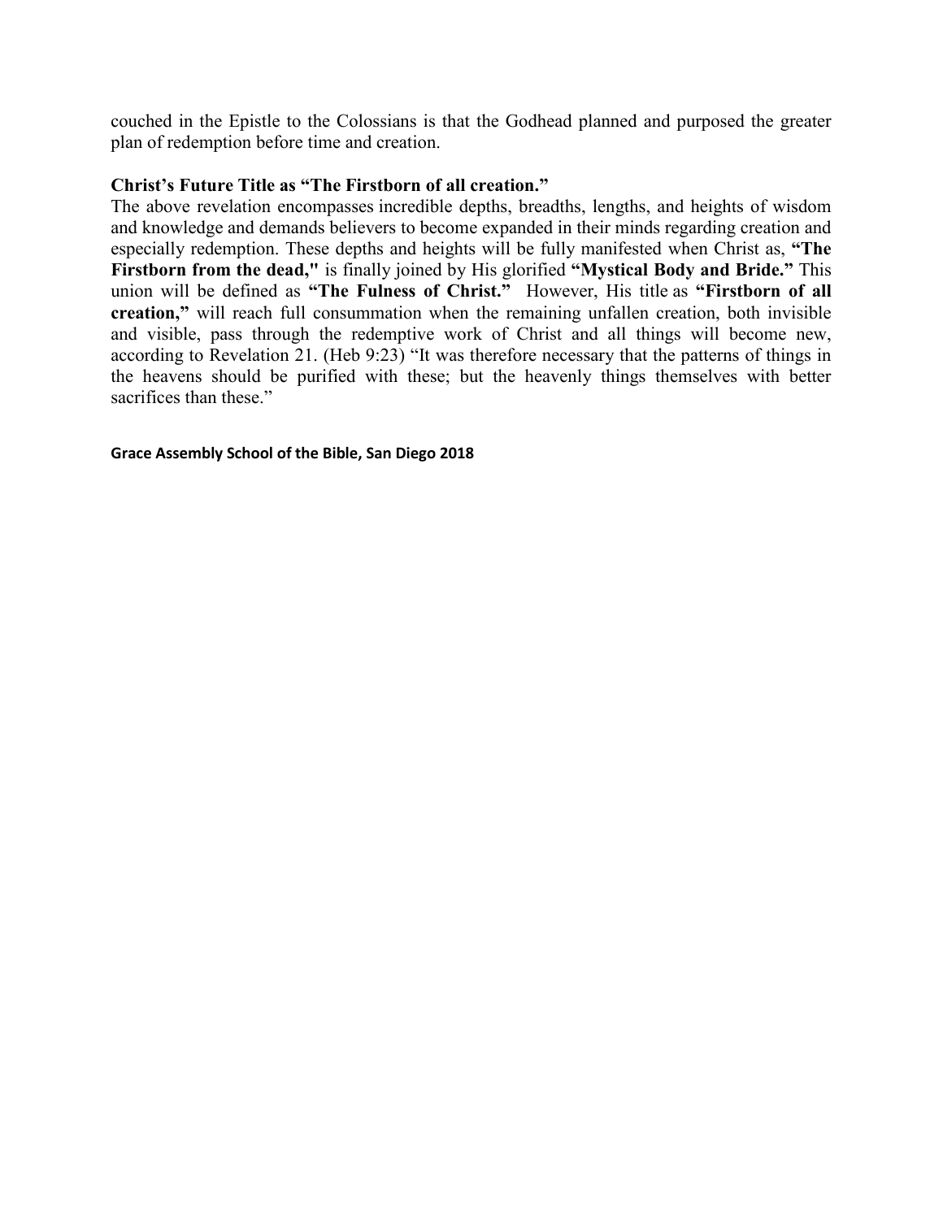couched in the Epistle to the Colossians is that the Godhead planned and purposed the greater plan of redemption before time and creation.

**Christ's Future Title as "The Firstborn of all creation."**

The above revelation encompasses incredible depths, breadths, lengths, and heights of wisdom and knowledge and demands believers to become expanded in their minds regarding creation and especially redemption. These depths and heights will be fully manifested when Christ as, **"The Firstborn from the dead,"** is finally joined by His glorified **"Mystical Body and Bride."** This union will be defined as **"The Fulness of Christ."** However, His title as **"Firstborn of all creation,"** will reach full consummation when the remaining unfallen creation, both invisible and visible, pass through the redemptive work of Christ and all things will become new, according to Revelation 21. (Heb 9:23) "It was therefore necessary that the patterns of things in the heavens should be purified with these; but the heavenly things themselves with better sacrifices than these."

**Grace Assembly School of the Bible, San Diego 2018**